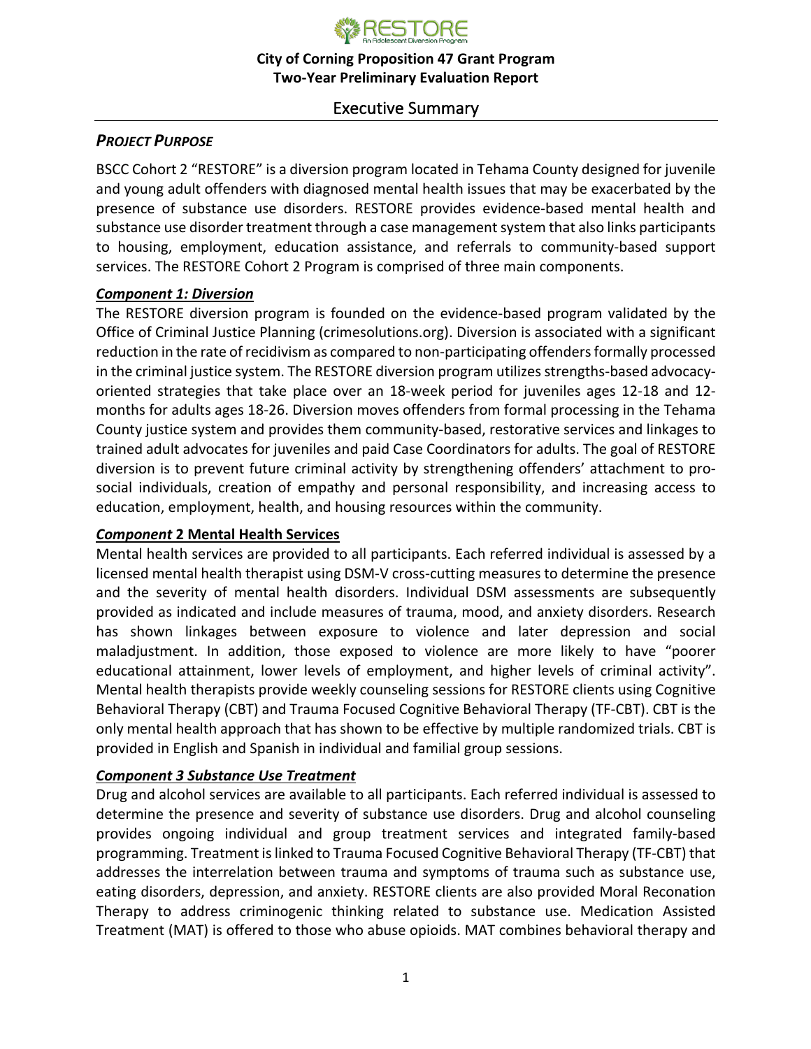RESTORE
An Adolescent Diversion Program

**City of Corning Proposition 47 Grant Program**
**Two-Year Preliminary Evaluation Report**

# Executive Summary

## ***Project Purpose***

BSCC Cohort 2 "RESTORE" is a diversion program located in Tehama County designed for juvenile and young adult offenders with diagnosed mental health issues that may be exacerbated by the presence of substance use disorders. RESTORE provides evidence-based mental health and substance use disorder treatment through a case management system that also links participants to housing, employment, education assistance, and referrals to community-based support services. The RESTORE Cohort 2 Program is comprised of three main components.

### ***Component 1: Diversion***

The RESTORE diversion program is founded on the evidence-based program validated by the Office of Criminal Justice Planning (crimesolutions.org). Diversion is associated with a significant reduction in the rate of recidivism as compared to non-participating offenders formally processed in the criminal justice system. The RESTORE diversion program utilizes strengths-based advocacy-oriented strategies that take place over an 18-week period for juveniles ages 12-18 and 12-months for adults ages 18-26. Diversion moves offenders from formal processing in the Tehama County justice system and provides them community-based, restorative services and linkages to trained adult advocates for juveniles and paid Case Coordinators for adults. The goal of RESTORE diversion is to prevent future criminal activity by strengthening offenders' attachment to pro-social individuals, creation of empathy and personal responsibility, and increasing access to education, employment, health, and housing resources within the community.

### ***Component* 2 Mental Health Services**

Mental health services are provided to all participants. Each referred individual is assessed by a licensed mental health therapist using DSM-V cross-cutting measures to determine the presence and the severity of mental health disorders. Individual DSM assessments are subsequently provided as indicated and include measures of trauma, mood, and anxiety disorders. Research has shown linkages between exposure to violence and later depression and social maladjustment. In addition, those exposed to violence are more likely to have "poorer educational attainment, lower levels of employment, and higher levels of criminal activity". Mental health therapists provide weekly counseling sessions for RESTORE clients using Cognitive Behavioral Therapy (CBT) and Trauma Focused Cognitive Behavioral Therapy (TF-CBT). CBT is the only mental health approach that has shown to be effective by multiple randomized trials. CBT is provided in English and Spanish in individual and familial group sessions.

### ***Component 3 Substance Use Treatment***

Drug and alcohol services are available to all participants. Each referred individual is assessed to determine the presence and severity of substance use disorders. Drug and alcohol counseling provides ongoing individual and group treatment services and integrated family-based programming. Treatment is linked to Trauma Focused Cognitive Behavioral Therapy (TF-CBT) that addresses the interrelation between trauma and symptoms of trauma such as substance use, eating disorders, depression, and anxiety. RESTORE clients are also provided Moral Reconation Therapy to address criminogenic thinking related to substance use. Medication Assisted Treatment (MAT) is offered to those who abuse opioids. MAT combines behavioral therapy and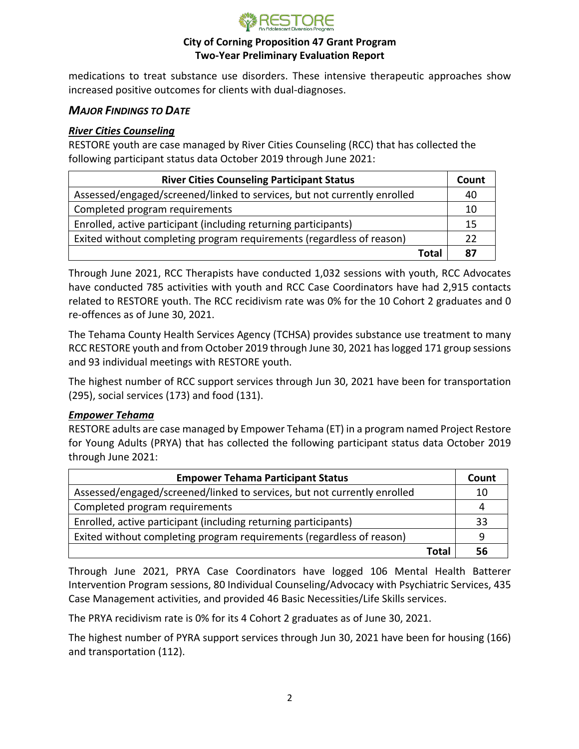medications to treat substance use disorders. These intensive therapeutic approaches show increased positive outcomes for clients with dual-diagnoses.

### *MAJOR FINDINGS TO DATE*

#### ***River Cities Counseling***

RESTORE youth are case managed by River Cities Counseling (RCC) that has collected the following participant status data October 2019 through June 2021:

| River Cities Counseling Participant Status | Count |
|---|---|
| Assessed/engaged/screened/linked to services, but not currently enrolled | 40 |
| Completed program requirements | 10 |
| Enrolled, active participant (including returning participants) | 15 |
| Exited without completing program requirements (regardless of reason) | 22 |
| **Total** | **87** |

Through June 2021, RCC Therapists have conducted 1,032 sessions with youth, RCC Advocates have conducted 785 activities with youth and RCC Case Coordinators have had 2,915 contacts related to RESTORE youth. The RCC recidivism rate was 0% for the 10 Cohort 2 graduates and 0 re-offences as of June 30, 2021.

The Tehama County Health Services Agency (TCHSA) provides substance use treatment to many RCC RESTORE youth and from October 2019 through June 30, 2021 has logged 171 group sessions and 93 individual meetings with RESTORE youth.

The highest number of RCC support services through Jun 30, 2021 have been for transportation (295), social services (173) and food (131).

#### ***Empower Tehama***

RESTORE adults are case managed by Empower Tehama (ET) in a program named Project Restore for Young Adults (PRYA) that has collected the following participant status data October 2019 through June 2021:

| Empower Tehama Participant Status | Count |
|---|---|
| Assessed/engaged/screened/linked to services, but not currently enrolled | 10 |
| Completed program requirements | 4 |
| Enrolled, active participant (including returning participants) | 33 |
| Exited without completing program requirements (regardless of reason) | 9 |
| **Total** | **56** |

Through June 2021, PRYA Case Coordinators have logged 106 Mental Health Batterer Intervention Program sessions, 80 Individual Counseling/Advocacy with Psychiatric Services, 435 Case Management activities, and provided 46 Basic Necessities/Life Skills services.

The PRYA recidivism rate is 0% for its 4 Cohort 2 graduates as of June 30, 2021.

The highest number of PYRA support services through Jun 30, 2021 have been for housing (166) and transportation (112).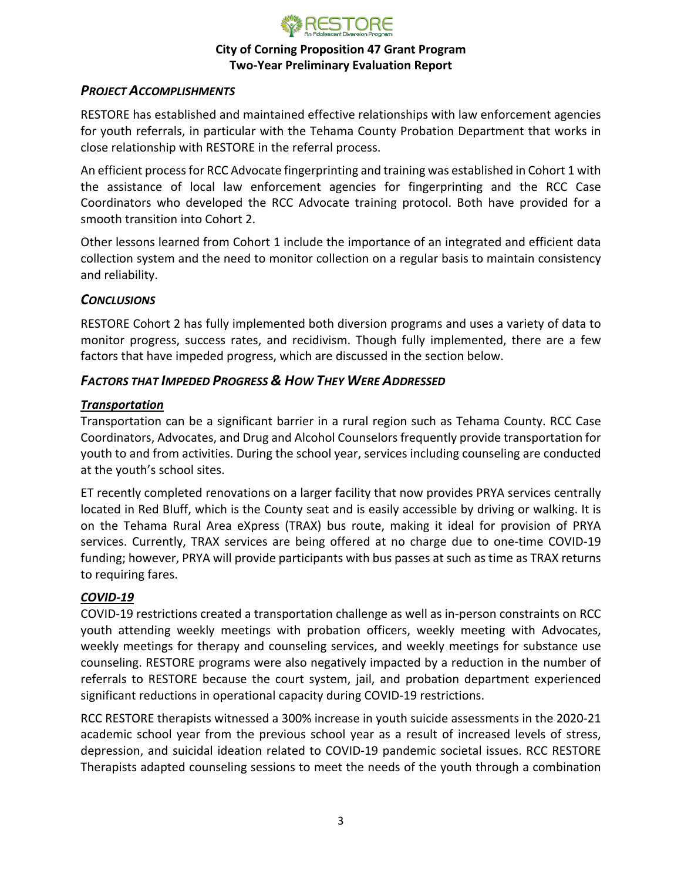### *PROJECT ACCOMPLISHMENTS*

RESTORE has established and maintained effective relationships with law enforcement agencies for youth referrals, in particular with the Tehama County Probation Department that works in close relationship with RESTORE in the referral process.

An efficient process for RCC Advocate fingerprinting and training was established in Cohort 1 with the assistance of local law enforcement agencies for fingerprinting and the RCC Case Coordinators who developed the RCC Advocate training protocol. Both have provided for a smooth transition into Cohort 2.

Other lessons learned from Cohort 1 include the importance of an integrated and efficient data collection system and the need to monitor collection on a regular basis to maintain consistency and reliability.

### *CONCLUSIONS*

RESTORE Cohort 2 has fully implemented both diversion programs and uses a variety of data to monitor progress, success rates, and recidivism. Though fully implemented, there are a few factors that have impeded progress, which are discussed in the section below.

### *FACTORS THAT IMPEDED PROGRESS & HOW THEY WERE ADDRESSED*

#### ***Transportation***

Transportation can be a significant barrier in a rural region such as Tehama County. RCC Case Coordinators, Advocates, and Drug and Alcohol Counselors frequently provide transportation for youth to and from activities. During the school year, services including counseling are conducted at the youth's school sites.

ET recently completed renovations on a larger facility that now provides PRYA services centrally located in Red Bluff, which is the County seat and is easily accessible by driving or walking. It is on the Tehama Rural Area eXpress (TRAX) bus route, making it ideal for provision of PRYA services. Currently, TRAX services are being offered at no charge due to one-time COVID-19 funding; however, PRYA will provide participants with bus passes at such as time as TRAX returns to requiring fares.

#### ***COVID-19***

COVID-19 restrictions created a transportation challenge as well as in-person constraints on RCC youth attending weekly meetings with probation officers, weekly meeting with Advocates, weekly meetings for therapy and counseling services, and weekly meetings for substance use counseling. RESTORE programs were also negatively impacted by a reduction in the number of referrals to RESTORE because the court system, jail, and probation department experienced significant reductions in operational capacity during COVID-19 restrictions.

RCC RESTORE therapists witnessed a 300% increase in youth suicide assessments in the 2020-21 academic school year from the previous school year as a result of increased levels of stress, depression, and suicidal ideation related to COVID-19 pandemic societal issues. RCC RESTORE Therapists adapted counseling sessions to meet the needs of the youth through a combination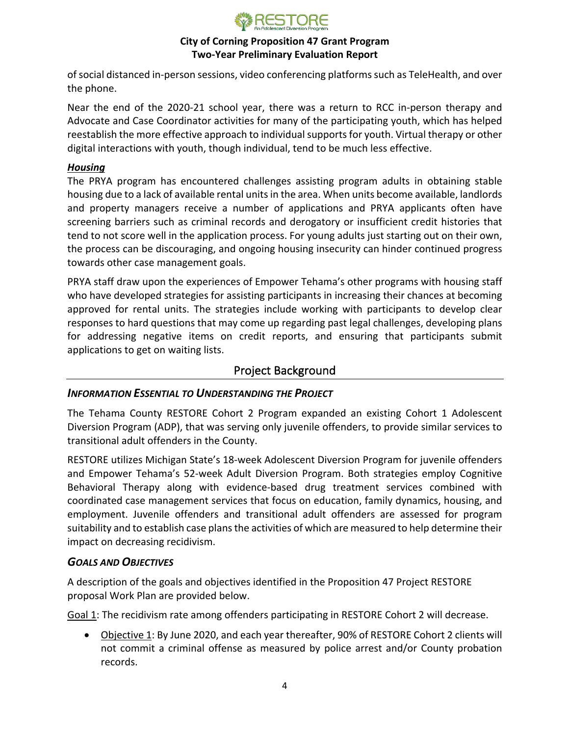of social distanced in-person sessions, video conferencing platforms such as TeleHealth, and over the phone.

Near the end of the 2020-21 school year, there was a return to RCC in-person therapy and Advocate and Case Coordinator activities for many of the participating youth, which has helped reestablish the more effective approach to individual supports for youth. Virtual therapy or other digital interactions with youth, though individual, tend to be much less effective.

***Housing***

The PRYA program has encountered challenges assisting program adults in obtaining stable housing due to a lack of available rental units in the area. When units become available, landlords and property managers receive a number of applications and PRYA applicants often have screening barriers such as criminal records and derogatory or insufficient credit histories that tend to not score well in the application process. For young adults just starting out on their own, the process can be discouraging, and ongoing housing insecurity can hinder continued progress towards other case management goals.

PRYA staff draw upon the experiences of Empower Tehama's other programs with housing staff who have developed strategies for assisting participants in increasing their chances at becoming approved for rental units. The strategies include working with participants to develop clear responses to hard questions that may come up regarding past legal challenges, developing plans for addressing negative items on credit reports, and ensuring that participants submit applications to get on waiting lists.

## Project Background

### *INFORMATION ESSENTIAL TO UNDERSTANDING THE PROJECT*

The Tehama County RESTORE Cohort 2 Program expanded an existing Cohort 1 Adolescent Diversion Program (ADP), that was serving only juvenile offenders, to provide similar services to transitional adult offenders in the County.

RESTORE utilizes Michigan State's 18-week Adolescent Diversion Program for juvenile offenders and Empower Tehama's 52-week Adult Diversion Program. Both strategies employ Cognitive Behavioral Therapy along with evidence-based drug treatment services combined with coordinated case management services that focus on education, family dynamics, housing, and employment. Juvenile offenders and transitional adult offenders are assessed for program suitability and to establish case plans the activities of which are measured to help determine their impact on decreasing recidivism.

### *GOALS AND OBJECTIVES*

A description of the goals and objectives identified in the Proposition 47 Project RESTORE proposal Work Plan are provided below.

<u>Goal 1</u>: The recidivism rate among offenders participating in RESTORE Cohort 2 will decrease.

- <u>Objective 1</u>: By June 2020, and each year thereafter, 90% of RESTORE Cohort 2 clients will not commit a criminal offense as measured by police arrest and/or County probation records.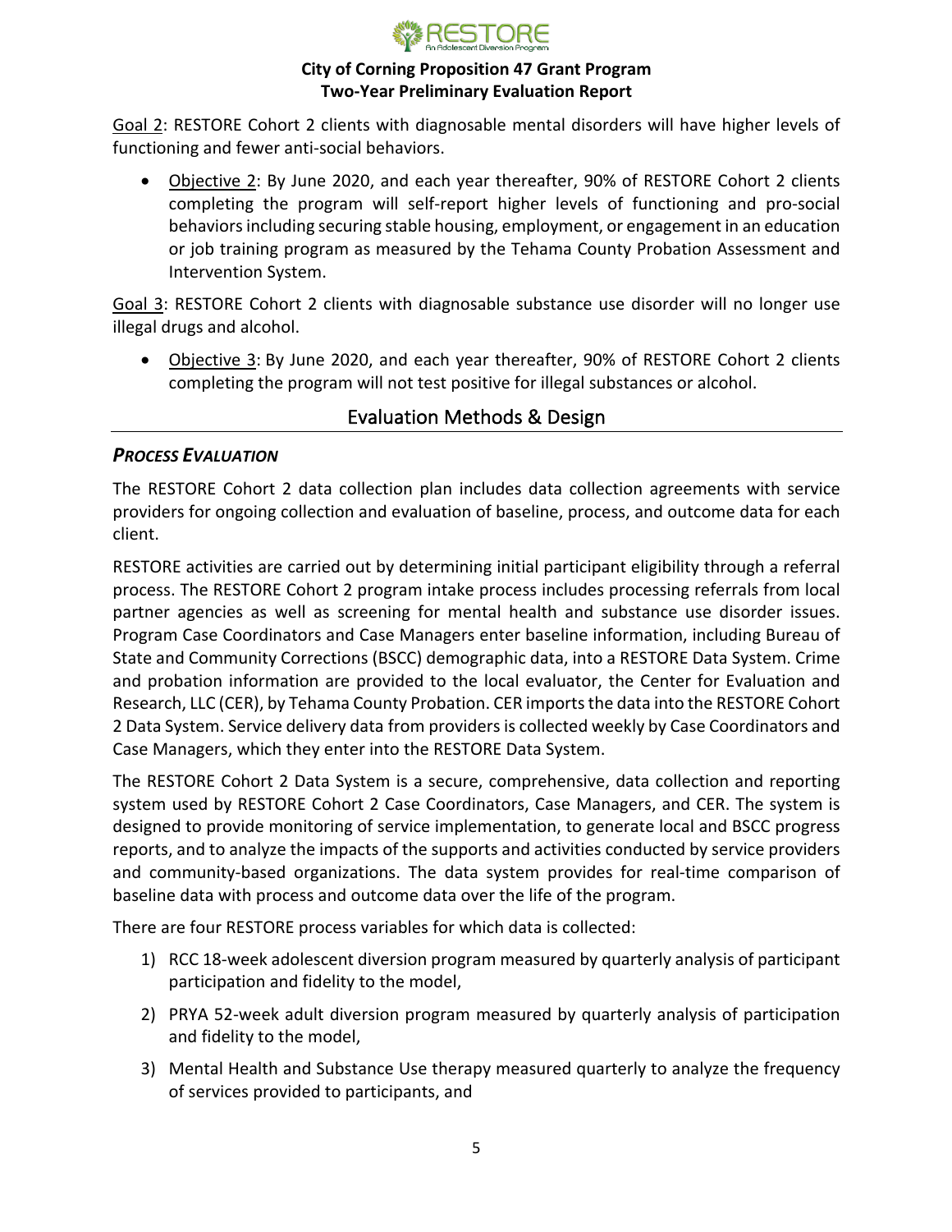Goal 2: RESTORE Cohort 2 clients with diagnosable mental disorders will have higher levels of functioning and fewer anti-social behaviors.

- Objective 2: By June 2020, and each year thereafter, 90% of RESTORE Cohort 2 clients completing the program will self-report higher levels of functioning and pro-social behaviors including securing stable housing, employment, or engagement in an education or job training program as measured by the Tehama County Probation Assessment and Intervention System.

Goal 3: RESTORE Cohort 2 clients with diagnosable substance use disorder will no longer use illegal drugs and alcohol.

- Objective 3: By June 2020, and each year thereafter, 90% of RESTORE Cohort 2 clients completing the program will not test positive for illegal substances or alcohol.

## Evaluation Methods & Design

### *PROCESS EVALUATION*

The RESTORE Cohort 2 data collection plan includes data collection agreements with service providers for ongoing collection and evaluation of baseline, process, and outcome data for each client.

RESTORE activities are carried out by determining initial participant eligibility through a referral process. The RESTORE Cohort 2 program intake process includes processing referrals from local partner agencies as well as screening for mental health and substance use disorder issues. Program Case Coordinators and Case Managers enter baseline information, including Bureau of State and Community Corrections (BSCC) demographic data, into a RESTORE Data System. Crime and probation information are provided to the local evaluator, the Center for Evaluation and Research, LLC (CER), by Tehama County Probation. CER imports the data into the RESTORE Cohort 2 Data System. Service delivery data from providers is collected weekly by Case Coordinators and Case Managers, which they enter into the RESTORE Data System.

The RESTORE Cohort 2 Data System is a secure, comprehensive, data collection and reporting system used by RESTORE Cohort 2 Case Coordinators, Case Managers, and CER. The system is designed to provide monitoring of service implementation, to generate local and BSCC progress reports, and to analyze the impacts of the supports and activities conducted by service providers and community-based organizations. The data system provides for real-time comparison of baseline data with process and outcome data over the life of the program.

There are four RESTORE process variables for which data is collected:

1) RCC 18-week adolescent diversion program measured by quarterly analysis of participant participation and fidelity to the model,
2) PRYA 52-week adult diversion program measured by quarterly analysis of participation and fidelity to the model,
3) Mental Health and Substance Use therapy measured quarterly to analyze the frequency of services provided to participants, and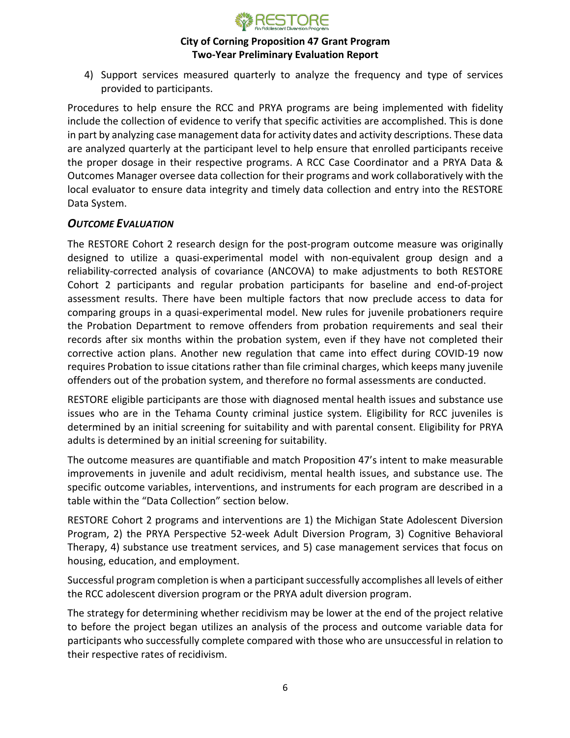4) Support services measured quarterly to analyze the frequency and type of services provided to participants.

Procedures to help ensure the RCC and PRYA programs are being implemented with fidelity include the collection of evidence to verify that specific activities are accomplished. This is done in part by analyzing case management data for activity dates and activity descriptions. These data are analyzed quarterly at the participant level to help ensure that enrolled participants receive the proper dosage in their respective programs. A RCC Case Coordinator and a PRYA Data & Outcomes Manager oversee data collection for their programs and work collaboratively with the local evaluator to ensure data integrity and timely data collection and entry into the RESTORE Data System.

### ***Outcome Evaluation***

The RESTORE Cohort 2 research design for the post-program outcome measure was originally designed to utilize a quasi-experimental model with non-equivalent group design and a reliability-corrected analysis of covariance (ANCOVA) to make adjustments to both RESTORE Cohort 2 participants and regular probation participants for baseline and end-of-project assessment results. There have been multiple factors that now preclude access to data for comparing groups in a quasi-experimental model. New rules for juvenile probationers require the Probation Department to remove offenders from probation requirements and seal their records after six months within the probation system, even if they have not completed their corrective action plans. Another new regulation that came into effect during COVID-19 now requires Probation to issue citations rather than file criminal charges, which keeps many juvenile offenders out of the probation system, and therefore no formal assessments are conducted.

RESTORE eligible participants are those with diagnosed mental health issues and substance use issues who are in the Tehama County criminal justice system. Eligibility for RCC juveniles is determined by an initial screening for suitability and with parental consent. Eligibility for PRYA adults is determined by an initial screening for suitability.

The outcome measures are quantifiable and match Proposition 47's intent to make measurable improvements in juvenile and adult recidivism, mental health issues, and substance use. The specific outcome variables, interventions, and instruments for each program are described in a table within the "Data Collection" section below.

RESTORE Cohort 2 programs and interventions are 1) the Michigan State Adolescent Diversion Program, 2) the PRYA Perspective 52-week Adult Diversion Program, 3) Cognitive Behavioral Therapy, 4) substance use treatment services, and 5) case management services that focus on housing, education, and employment.

Successful program completion is when a participant successfully accomplishes all levels of either the RCC adolescent diversion program or the PRYA adult diversion program.

The strategy for determining whether recidivism may be lower at the end of the project relative to before the project began utilizes an analysis of the process and outcome variable data for participants who successfully complete compared with those who are unsuccessful in relation to their respective rates of recidivism.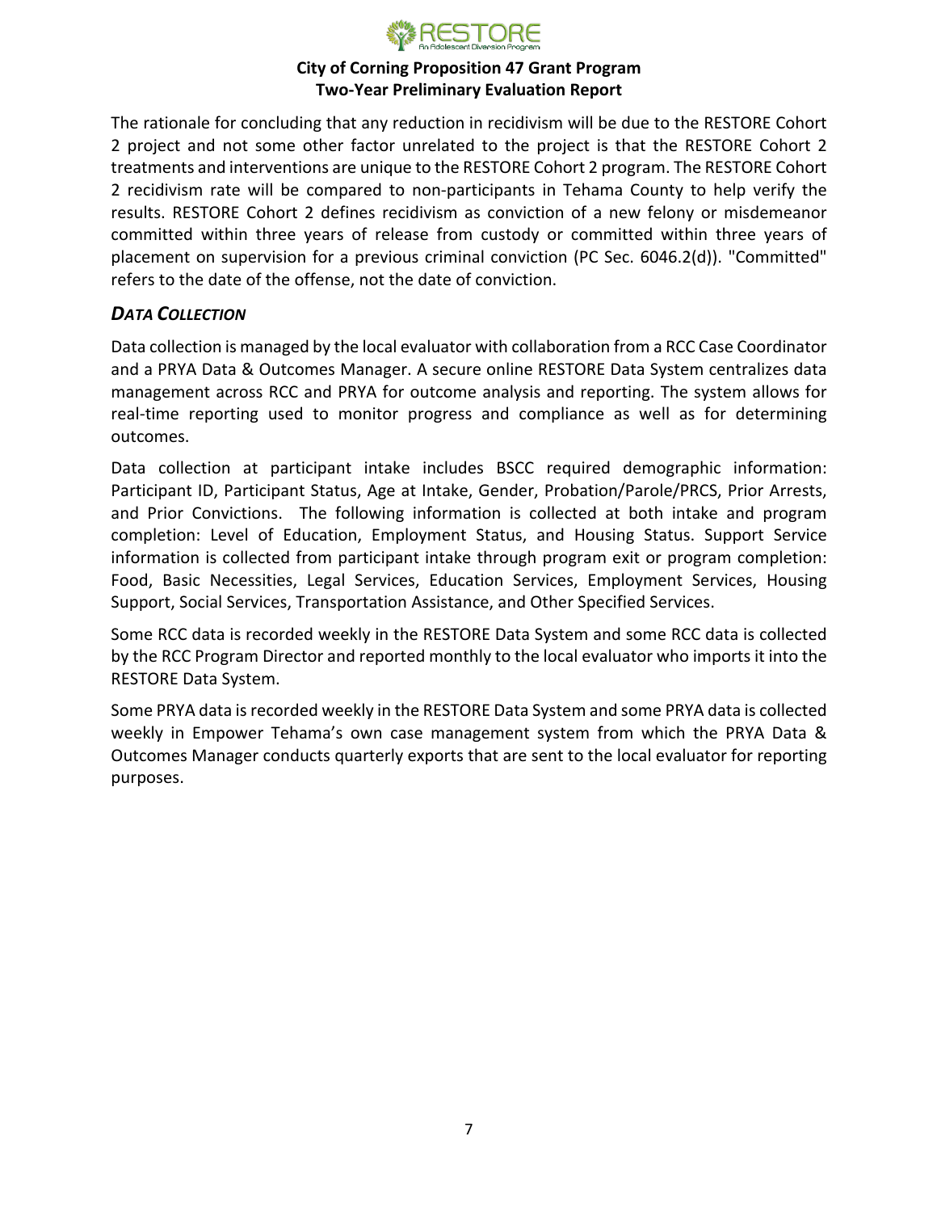The rationale for concluding that any reduction in recidivism will be due to the RESTORE Cohort 2 project and not some other factor unrelated to the project is that the RESTORE Cohort 2 treatments and interventions are unique to the RESTORE Cohort 2 program. The RESTORE Cohort 2 recidivism rate will be compared to non-participants in Tehama County to help verify the results. RESTORE Cohort 2 defines recidivism as conviction of a new felony or misdemeanor committed within three years of release from custody or committed within three years of placement on supervision for a previous criminal conviction (PC Sec. 6046.2(d)). "Committed" refers to the date of the offense, not the date of conviction.

### *DATA COLLECTION*

Data collection is managed by the local evaluator with collaboration from a RCC Case Coordinator and a PRYA Data & Outcomes Manager. A secure online RESTORE Data System centralizes data management across RCC and PRYA for outcome analysis and reporting. The system allows for real-time reporting used to monitor progress and compliance as well as for determining outcomes.

Data collection at participant intake includes BSCC required demographic information: Participant ID, Participant Status, Age at Intake, Gender, Probation/Parole/PRCS, Prior Arrests, and Prior Convictions. The following information is collected at both intake and program completion: Level of Education, Employment Status, and Housing Status. Support Service information is collected from participant intake through program exit or program completion: Food, Basic Necessities, Legal Services, Education Services, Employment Services, Housing Support, Social Services, Transportation Assistance, and Other Specified Services.

Some RCC data is recorded weekly in the RESTORE Data System and some RCC data is collected by the RCC Program Director and reported monthly to the local evaluator who imports it into the RESTORE Data System.

Some PRYA data is recorded weekly in the RESTORE Data System and some PRYA data is collected weekly in Empower Tehama's own case management system from which the PRYA Data & Outcomes Manager conducts quarterly exports that are sent to the local evaluator for reporting purposes.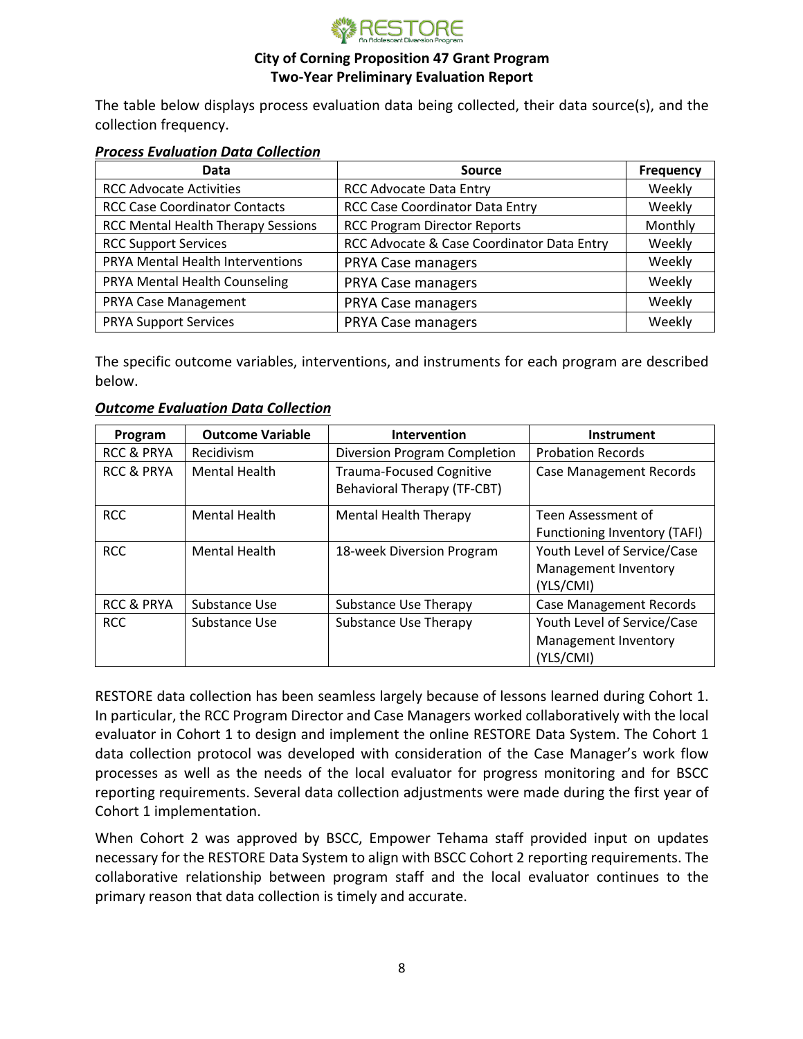The table below displays process evaluation data being collected, their data source(s), and the collection frequency.

***Process Evaluation Data Collection***

| Data | Source | Frequency |
|---|---|---|
| RCC Advocate Activities | RCC Advocate Data Entry | Weekly |
| RCC Case Coordinator Contacts | RCC Case Coordinator Data Entry | Weekly |
| RCC Mental Health Therapy Sessions | RCC Program Director Reports | Monthly |
| RCC Support Services | RCC Advocate & Case Coordinator Data Entry | Weekly |
| PRYA Mental Health Interventions | PRYA Case managers | Weekly |
| PRYA Mental Health Counseling | PRYA Case managers | Weekly |
| PRYA Case Management | PRYA Case managers | Weekly |
| PRYA Support Services | PRYA Case managers | Weekly |

The specific outcome variables, interventions, and instruments for each program are described below.

***Outcome Evaluation Data Collection***

| Program | Outcome Variable | Intervention | Instrument |
|---|---|---|---|
| RCC & PRYA | Recidivism | Diversion Program Completion | Probation Records |
| RCC & PRYA | Mental Health | Trauma-Focused Cognitive Behavioral Therapy (TF-CBT) | Case Management Records |
| RCC | Mental Health | Mental Health Therapy | Teen Assessment of Functioning Inventory (TAFI) |
| RCC | Mental Health | 18-week Diversion Program | Youth Level of Service/Case Management Inventory (YLS/CMI) |
| RCC & PRYA | Substance Use | Substance Use Therapy | Case Management Records |
| RCC | Substance Use | Substance Use Therapy | Youth Level of Service/Case Management Inventory (YLS/CMI) |

RESTORE data collection has been seamless largely because of lessons learned during Cohort 1. In particular, the RCC Program Director and Case Managers worked collaboratively with the local evaluator in Cohort 1 to design and implement the online RESTORE Data System. The Cohort 1 data collection protocol was developed with consideration of the Case Manager's work flow processes as well as the needs of the local evaluator for progress monitoring and for BSCC reporting requirements. Several data collection adjustments were made during the first year of Cohort 1 implementation.

When Cohort 2 was approved by BSCC, Empower Tehama staff provided input on updates necessary for the RESTORE Data System to align with BSCC Cohort 2 reporting requirements. The collaborative relationship between program staff and the local evaluator continues to the primary reason that data collection is timely and accurate.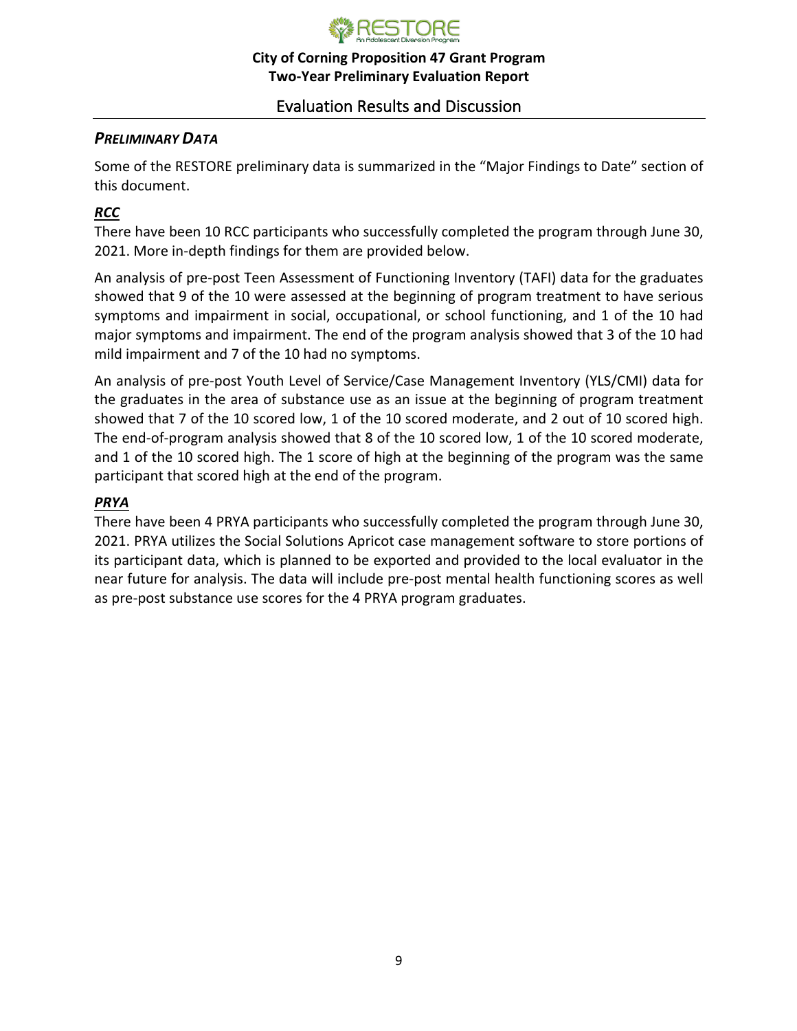## Evaluation Results and Discussion

### *PRELIMINARY DATA*

Some of the RESTORE preliminary data is summarized in the "Major Findings to Date" section of this document.

### ***RCC***

There have been 10 RCC participants who successfully completed the program through June 30, 2021. More in-depth findings for them are provided below.

An analysis of pre-post Teen Assessment of Functioning Inventory (TAFI) data for the graduates showed that 9 of the 10 were assessed at the beginning of program treatment to have serious symptoms and impairment in social, occupational, or school functioning, and 1 of the 10 had major symptoms and impairment. The end of the program analysis showed that 3 of the 10 had mild impairment and 7 of the 10 had no symptoms.

An analysis of pre-post Youth Level of Service/Case Management Inventory (YLS/CMI) data for the graduates in the area of substance use as an issue at the beginning of program treatment showed that 7 of the 10 scored low, 1 of the 10 scored moderate, and 2 out of 10 scored high. The end-of-program analysis showed that 8 of the 10 scored low, 1 of the 10 scored moderate, and 1 of the 10 scored high. The 1 score of high at the beginning of the program was the same participant that scored high at the end of the program.

### ***PRYA***

There have been 4 PRYA participants who successfully completed the program through June 30, 2021. PRYA utilizes the Social Solutions Apricot case management software to store portions of its participant data, which is planned to be exported and provided to the local evaluator in the near future for analysis. The data will include pre-post mental health functioning scores as well as pre-post substance use scores for the 4 PRYA program graduates.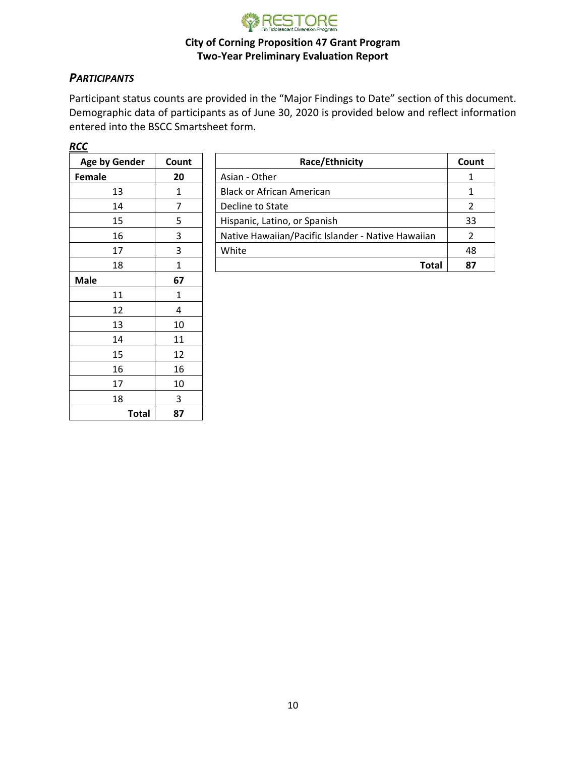### *PARTICIPANTS*

Participant status counts are provided in the "Major Findings to Date" section of this document. Demographic data of participants as of June 30, 2020 is provided below and reflect information entered into the BSCC Smartsheet form.

***RCC***

| Age by Gender | Count |
|---|---|
| **Female** | **20** |
| 13 | 1 |
| 14 | 7 |
| 15 | 5 |
| 16 | 3 |
| 17 | 3 |
| 18 | 1 |
| **Male** | **67** |
| 11 | 1 |
| 12 | 4 |
| 13 | 10 |
| 14 | 11 |
| 15 | 12 |
| 16 | 16 |
| 17 | 10 |
| 18 | 3 |
| **Total** | **87** |

| Race/Ethnicity | Count |
|---|---|
| Asian - Other | 1 |
| Black or African American | 1 |
| Decline to State | 2 |
| Hispanic, Latino, or Spanish | 33 |
| Native Hawaiian/Pacific Islander - Native Hawaiian | 2 |
| White | 48 |
| **Total** | **87** |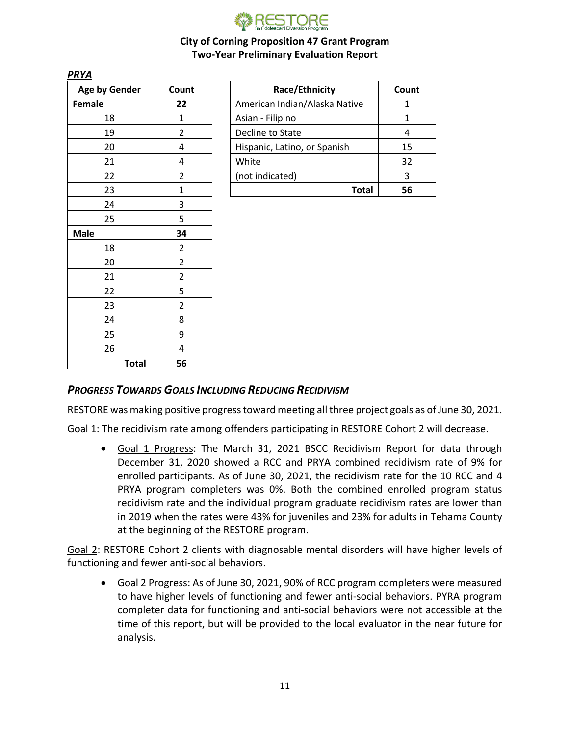*PRYA*

| Age by Gender | Count |
|---|---|
| **Female** | **22** |
| 18 | 1 |
| 19 | 2 |
| 20 | 4 |
| 21 | 4 |
| 22 | 2 |
| 23 | 1 |
| 24 | 3 |
| 25 | 5 |
| **Male** | **34** |
| 18 | 2 |
| 20 | 2 |
| 21 | 2 |
| 22 | 5 |
| 23 | 2 |
| 24 | 8 |
| 25 | 9 |
| 26 | 4 |
| **Total** | **56** |

| Race/Ethnicity | Count |
|---|---|
| American Indian/Alaska Native | 1 |
| Asian - Filipino | 1 |
| Decline to State | 4 |
| Hispanic, Latino, or Spanish | 15 |
| White | 32 |
| (not indicated) | 3 |
| **Total** | **56** |

### *Progress Towards Goals Including Reducing Recidivism*

RESTORE was making positive progress toward meeting all three project goals as of June 30, 2021.

Goal 1: The recidivism rate among offenders participating in RESTORE Cohort 2 will decrease.

- Goal 1 Progress: The March 31, 2021 BSCC Recidivism Report for data through December 31, 2020 showed a RCC and PRYA combined recidivism rate of 9% for enrolled participants. As of June 30, 2021, the recidivism rate for the 10 RCC and 4 PRYA program completers was 0%. Both the combined enrolled program status recidivism rate and the individual program graduate recidivism rates are lower than in 2019 when the rates were 43% for juveniles and 23% for adults in Tehama County at the beginning of the RESTORE program.

Goal 2: RESTORE Cohort 2 clients with diagnosable mental disorders will have higher levels of functioning and fewer anti-social behaviors.

- Goal 2 Progress: As of June 30, 2021, 90% of RCC program completers were measured to have higher levels of functioning and fewer anti-social behaviors. PYRA program completer data for functioning and anti-social behaviors were not accessible at the time of this report, but will be provided to the local evaluator in the near future for analysis.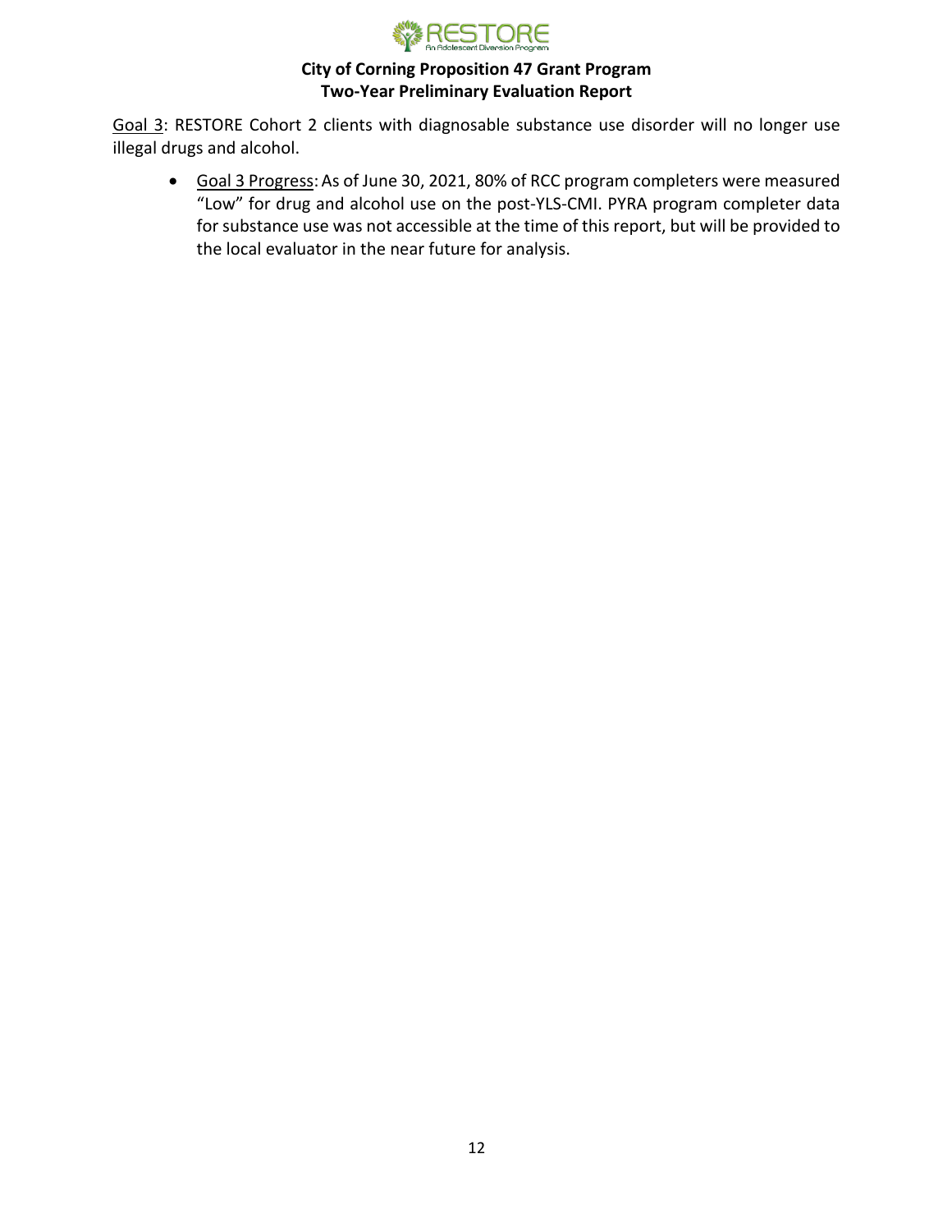Goal 3: RESTORE Cohort 2 clients with diagnosable substance use disorder will no longer use illegal drugs and alcohol.

- Goal 3 Progress: As of June 30, 2021, 80% of RCC program completers were measured "Low" for drug and alcohol use on the post-YLS-CMI. PYRA program completer data for substance use was not accessible at the time of this report, but will be provided to the local evaluator in the near future for analysis.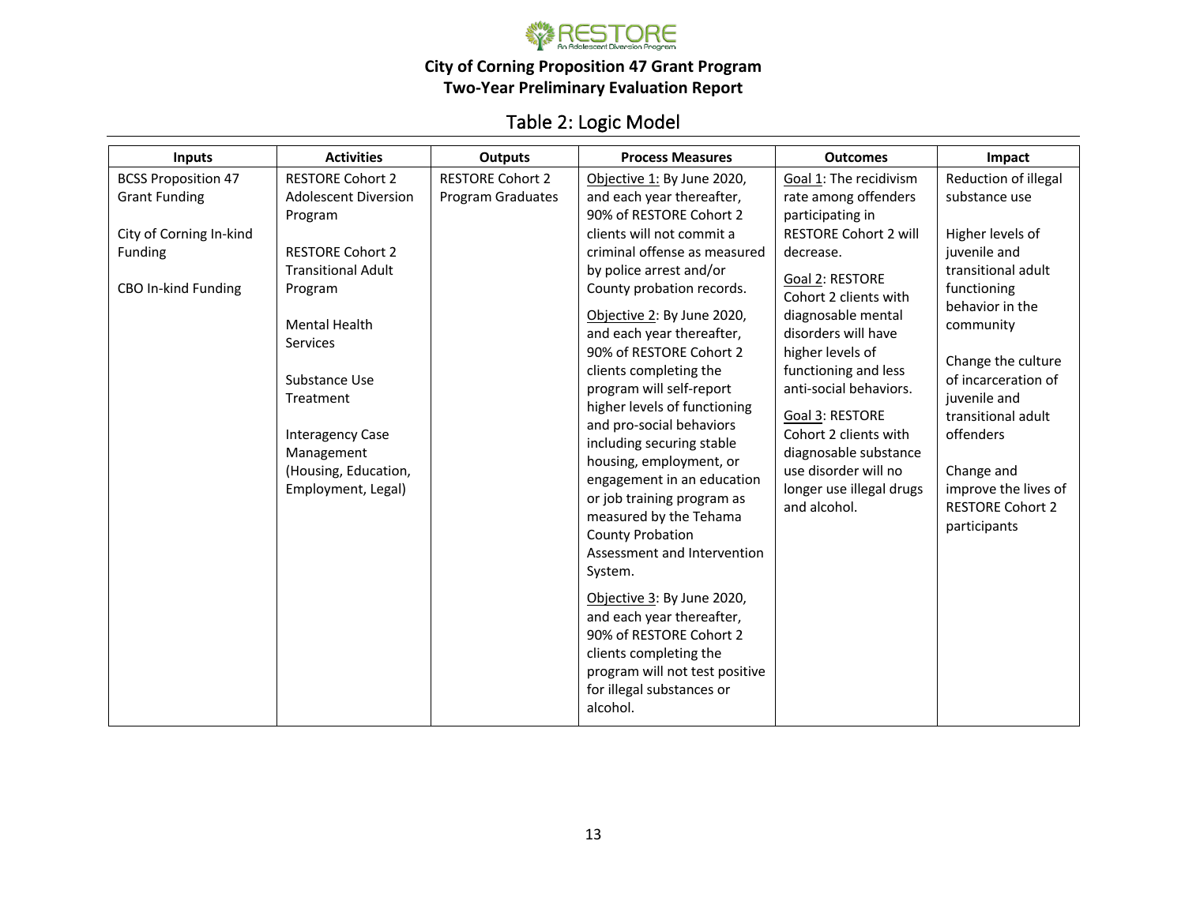# City of Corning Proposition 47 Grant Program
## Two-Year Preliminary Evaluation Report

### Table 2: Logic Model

| Inputs | Activities | Outputs | Process Measures | Outcomes | Impact |
|---|---|---|---|---|---|
| BCSS Proposition 47 Grant Funding<br><br>City of Corning In-kind Funding<br><br>CBO In-kind Funding | RESTORE Cohort 2 Adolescent Diversion Program<br><br>RESTORE Cohort 2 Transitional Adult Program<br><br>Mental Health Services<br><br>Substance Use Treatment<br><br>Interagency Case Management (Housing, Education, Employment, Legal) | RESTORE Cohort 2 Program Graduates | Objective 1: By June 2020, and each year thereafter, 90% of RESTORE Cohort 2 clients will not commit a criminal offense as measured by police arrest and/or County probation records.<br><br>Objective 2: By June 2020, and each year thereafter, 90% of RESTORE Cohort 2 clients completing the program will self-report higher levels of functioning and pro-social behaviors including securing stable housing, employment, or engagement in an education or job training program as measured by the Tehama County Probation Assessment and Intervention System.<br><br>Objective 3: By June 2020, and each year thereafter, 90% of RESTORE Cohort 2 clients completing the program will not test positive for illegal substances or alcohol. | Goal 1: The recidivism rate among offenders participating in RESTORE Cohort 2 will decrease.<br><br>Goal 2: RESTORE Cohort 2 clients with diagnosable mental disorders will have higher levels of functioning and less anti-social behaviors.<br><br>Goal 3: RESTORE Cohort 2 clients with diagnosable substance use disorder will no longer use illegal drugs and alcohol. | Reduction of illegal substance use<br><br>Higher levels of juvenile and transitional adult functioning behavior in the community<br><br>Change the culture of incarceration of juvenile and transitional adult offenders<br><br>Change and improve the lives of RESTORE Cohort 2 participants |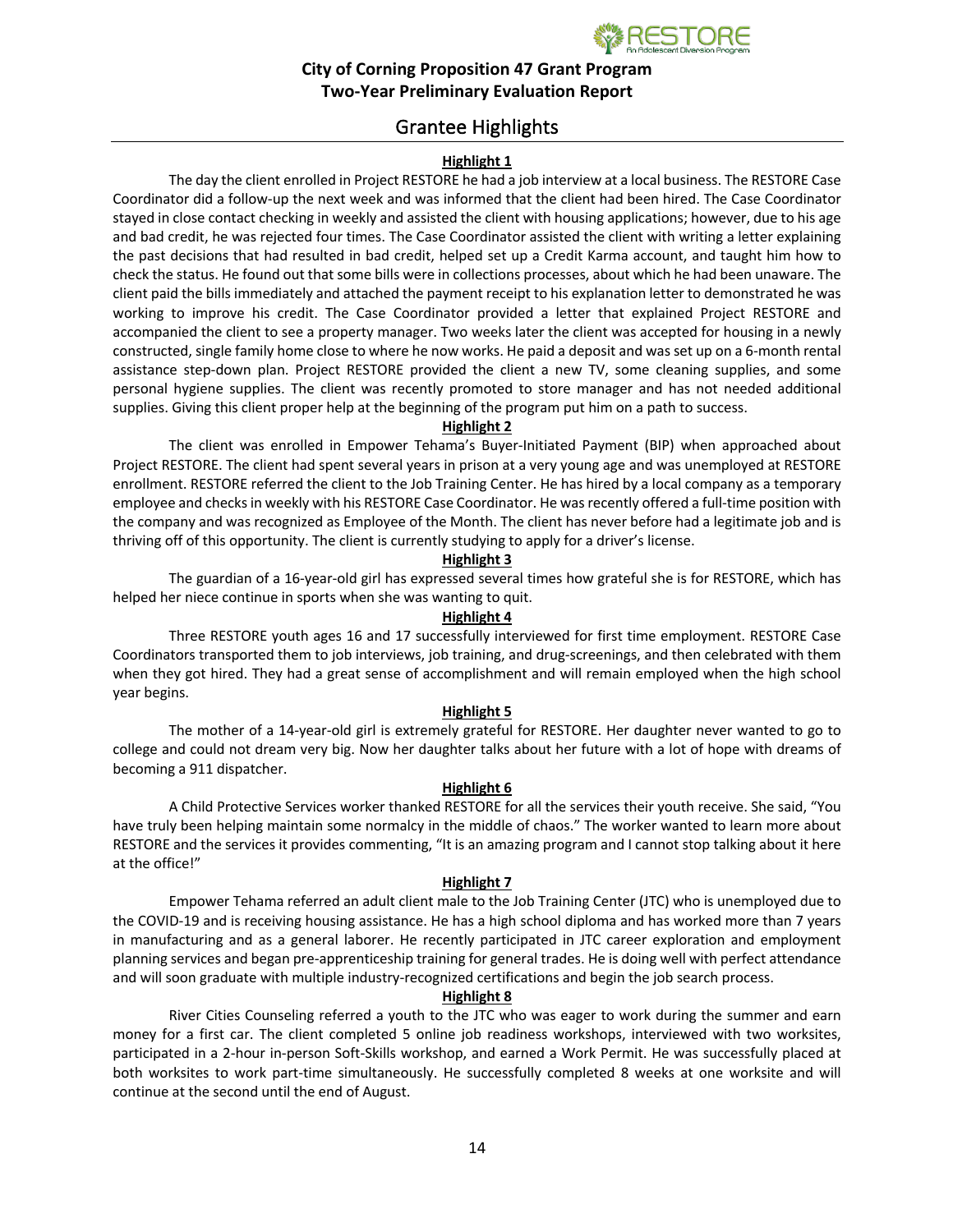# City of Corning Proposition 47 Grant Program
# Two-Year Preliminary Evaluation Report

## Grantee Highlights

**Highlight 1**

The day the client enrolled in Project RESTORE he had a job interview at a local business. The RESTORE Case Coordinator did a follow-up the next week and was informed that the client had been hired. The Case Coordinator stayed in close contact checking in weekly and assisted the client with housing applications; however, due to his age and bad credit, he was rejected four times. The Case Coordinator assisted the client with writing a letter explaining the past decisions that had resulted in bad credit, helped set up a Credit Karma account, and taught him how to check the status. He found out that some bills were in collections processes, about which he had been unaware. The client paid the bills immediately and attached the payment receipt to his explanation letter to demonstrated he was working to improve his credit. The Case Coordinator provided a letter that explained Project RESTORE and accompanied the client to see a property manager. Two weeks later the client was accepted for housing in a newly constructed, single family home close to where he now works. He paid a deposit and was set up on a 6-month rental assistance step-down plan. Project RESTORE provided the client a new TV, some cleaning supplies, and some personal hygiene supplies. The client was recently promoted to store manager and has not needed additional supplies. Giving this client proper help at the beginning of the program put him on a path to success.

**Highlight 2**

The client was enrolled in Empower Tehama's Buyer-Initiated Payment (BIP) when approached about Project RESTORE. The client had spent several years in prison at a very young age and was unemployed at RESTORE enrollment. RESTORE referred the client to the Job Training Center. He has hired by a local company as a temporary employee and checks in weekly with his RESTORE Case Coordinator. He was recently offered a full-time position with the company and was recognized as Employee of the Month. The client has never before had a legitimate job and is thriving off of this opportunity. The client is currently studying to apply for a driver's license.

**Highlight 3**

The guardian of a 16-year-old girl has expressed several times how grateful she is for RESTORE, which has helped her niece continue in sports when she was wanting to quit.

**Highlight 4**

Three RESTORE youth ages 16 and 17 successfully interviewed for first time employment. RESTORE Case Coordinators transported them to job interviews, job training, and drug-screenings, and then celebrated with them when they got hired. They had a great sense of accomplishment and will remain employed when the high school year begins.

**Highlight 5**

The mother of a 14-year-old girl is extremely grateful for RESTORE. Her daughter never wanted to go to college and could not dream very big. Now her daughter talks about her future with a lot of hope with dreams of becoming a 911 dispatcher.

**Highlight 6**

A Child Protective Services worker thanked RESTORE for all the services their youth receive. She said, "You have truly been helping maintain some normalcy in the middle of chaos." The worker wanted to learn more about RESTORE and the services it provides commenting, "It is an amazing program and I cannot stop talking about it here at the office!"

**Highlight 7**

Empower Tehama referred an adult client male to the Job Training Center (JTC) who is unemployed due to the COVID-19 and is receiving housing assistance. He has a high school diploma and has worked more than 7 years in manufacturing and as a general laborer. He recently participated in JTC career exploration and employment planning services and began pre-apprenticeship training for general trades. He is doing well with perfect attendance and will soon graduate with multiple industry-recognized certifications and begin the job search process.

**Highlight 8**

River Cities Counseling referred a youth to the JTC who was eager to work during the summer and earn money for a first car. The client completed 5 online job readiness workshops, interviewed with two worksites, participated in a 2-hour in-person Soft-Skills workshop, and earned a Work Permit. He was successfully placed at both worksites to work part-time simultaneously. He successfully completed 8 weeks at one worksite and will continue at the second until the end of August.